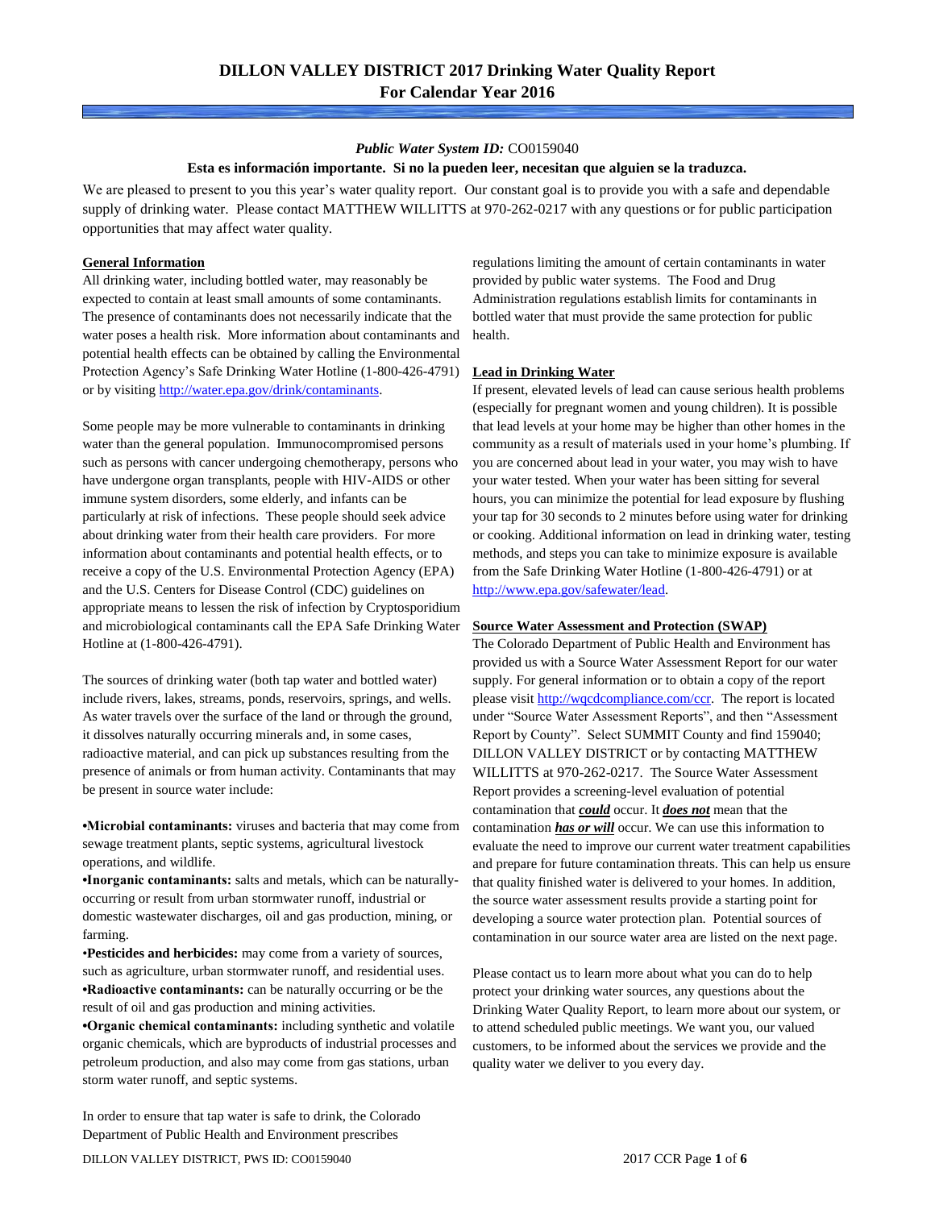# DILLON VALLEY DISTRICT 2017 Drinking Water Quality Report
## For Calendar Year 2016

***Public Water System ID:*** CO0159040

**Esta es información importante. Si no la pueden leer, necesitan que alguien se la traduzca.**

We are pleased to present to you this year's water quality report. Our constant goal is to provide you with a safe and dependable supply of drinking water. Please contact MATTHEW WILLITTS at 970-262-0217 with any questions or for public participation opportunities that may affect water quality.

### General Information

All drinking water, including bottled water, may reasonably be expected to contain at least small amounts of some contaminants. The presence of contaminants does not necessarily indicate that the water poses a health risk. More information about contaminants and potential health effects can be obtained by calling the Environmental Protection Agency's Safe Drinking Water Hotline (1-800-426-4791) or by visiting http://water.epa.gov/drink/contaminants.

Some people may be more vulnerable to contaminants in drinking water than the general population. Immunocompromised persons such as persons with cancer undergoing chemotherapy, persons who have undergone organ transplants, people with HIV-AIDS or other immune system disorders, some elderly, and infants can be particularly at risk of infections. These people should seek advice about drinking water from their health care providers. For more information about contaminants and potential health effects, or to receive a copy of the U.S. Environmental Protection Agency (EPA) and the U.S. Centers for Disease Control (CDC) guidelines on appropriate means to lessen the risk of infection by Cryptosporidium and microbiological contaminants call the EPA Safe Drinking Water Hotline at (1-800-426-4791).

The sources of drinking water (both tap water and bottled water) include rivers, lakes, streams, ponds, reservoirs, springs, and wells. As water travels over the surface of the land or through the ground, it dissolves naturally occurring minerals and, in some cases, radioactive material, and can pick up substances resulting from the presence of animals or from human activity. Contaminants that may be present in source water include:

- **Microbial contaminants:** viruses and bacteria that may come from sewage treatment plants, septic systems, agricultural livestock operations, and wildlife.
- **Inorganic contaminants:** salts and metals, which can be naturally-occurring or result from urban stormwater runoff, industrial or domestic wastewater discharges, oil and gas production, mining, or farming.
- **Pesticides and herbicides:** may come from a variety of sources, such as agriculture, urban stormwater runoff, and residential uses.
- **Radioactive contaminants:** can be naturally occurring or be the result of oil and gas production and mining activities.
- **Organic chemical contaminants:** including synthetic and volatile organic chemicals, which are byproducts of industrial processes and petroleum production, and also may come from gas stations, urban storm water runoff, and septic systems.

In order to ensure that tap water is safe to drink, the Colorado Department of Public Health and Environment prescribes regulations limiting the amount of certain contaminants in water provided by public water systems. The Food and Drug Administration regulations establish limits for contaminants in bottled water that must provide the same protection for public health.

### Lead in Drinking Water

If present, elevated levels of lead can cause serious health problems (especially for pregnant women and young children). It is possible that lead levels at your home may be higher than other homes in the community as a result of materials used in your home's plumbing. If you are concerned about lead in your water, you may wish to have your water tested. When your water has been sitting for several hours, you can minimize the potential for lead exposure by flushing your tap for 30 seconds to 2 minutes before using water for drinking or cooking. Additional information on lead in drinking water, testing methods, and steps you can take to minimize exposure is available from the Safe Drinking Water Hotline (1-800-426-4791) or at http://www.epa.gov/safewater/lead.

### Source Water Assessment and Protection (SWAP)

The Colorado Department of Public Health and Environment has provided us with a Source Water Assessment Report for our water supply. For general information or to obtain a copy of the report please visit http://wqcdcompliance.com/ccr. The report is located under "Source Water Assessment Reports", and then "Assessment Report by County". Select SUMMIT County and find 159040; DILLON VALLEY DISTRICT or by contacting MATTHEW WILLITTS at 970-262-0217. The Source Water Assessment Report provides a screening-level evaluation of potential contamination that ***could*** occur. It ***does not*** mean that the contamination ***has or will*** occur. We can use this information to evaluate the need to improve our current water treatment capabilities and prepare for future contamination threats. This can help us ensure that quality finished water is delivered to your homes. In addition, the source water assessment results provide a starting point for developing a source water protection plan. Potential sources of contamination in our source water area are listed on the next page.

Please contact us to learn more about what you can do to help protect your drinking water sources, any questions about the Drinking Water Quality Report, to learn more about our system, or to attend scheduled public meetings. We want you, our valued customers, to be informed about the services we provide and the quality water we deliver to you every day.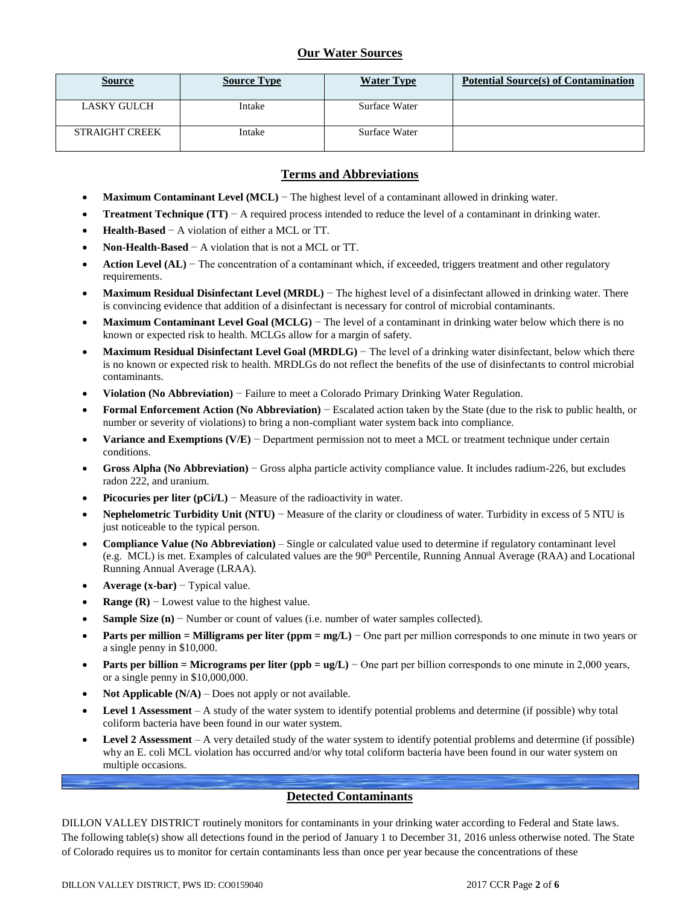## Our Water Sources

| Source | Source Type | Water Type | Potential Source(s) of Contamination |
|---|---|---|---|
| LASKY GULCH | Intake | Surface Water | |
| STRAIGHT CREEK | Intake | Surface Water | |

## Terms and Abbreviations

- **Maximum Contaminant Level (MCL)** − The highest level of a contaminant allowed in drinking water.
- **Treatment Technique (TT)** − A required process intended to reduce the level of a contaminant in drinking water.
- **Health-Based** − A violation of either a MCL or TT.
- **Non-Health-Based** − A violation that is not a MCL or TT.
- **Action Level (AL)** − The concentration of a contaminant which, if exceeded, triggers treatment and other regulatory requirements.
- **Maximum Residual Disinfectant Level (MRDL)** − The highest level of a disinfectant allowed in drinking water. There is convincing evidence that addition of a disinfectant is necessary for control of microbial contaminants.
- **Maximum Contaminant Level Goal (MCLG)** − The level of a contaminant in drinking water below which there is no known or expected risk to health. MCLGs allow for a margin of safety.
- **Maximum Residual Disinfectant Level Goal (MRDLG)** − The level of a drinking water disinfectant, below which there is no known or expected risk to health. MRDLGs do not reflect the benefits of the use of disinfectants to control microbial contaminants.
- **Violation (No Abbreviation)** − Failure to meet a Colorado Primary Drinking Water Regulation.
- **Formal Enforcement Action (No Abbreviation)** − Escalated action taken by the State (due to the risk to public health, or number or severity of violations) to bring a non-compliant water system back into compliance.
- **Variance and Exemptions (V/E)** − Department permission not to meet a MCL or treatment technique under certain conditions.
- **Gross Alpha (No Abbreviation)** − Gross alpha particle activity compliance value. It includes radium-226, but excludes radon 222, and uranium.
- **Picocuries per liter (pCi/L)** − Measure of the radioactivity in water.
- **Nephelometric Turbidity Unit (NTU)** − Measure of the clarity or cloudiness of water. Turbidity in excess of 5 NTU is just noticeable to the typical person.
- **Compliance Value (No Abbreviation)** – Single or calculated value used to determine if regulatory contaminant level (e.g. MCL) is met. Examples of calculated values are the 90th Percentile, Running Annual Average (RAA) and Locational Running Annual Average (LRAA).
- **Average (x-bar)** − Typical value.
- **Range (R)** − Lowest value to the highest value.
- **Sample Size (n)** − Number or count of values (i.e. number of water samples collected).
- **Parts per million = Milligrams per liter (ppm = mg/L)** − One part per million corresponds to one minute in two years or a single penny in $10,000.
- **Parts per billion = Micrograms per liter (ppb = ug/L)** − One part per billion corresponds to one minute in 2,000 years, or a single penny in $10,000,000.
- **Not Applicable (N/A)** – Does not apply or not available.
- **Level 1 Assessment** – A study of the water system to identify potential problems and determine (if possible) why total coliform bacteria have been found in our water system.
- **Level 2 Assessment** – A very detailed study of the water system to identify potential problems and determine (if possible) why an E. coli MCL violation has occurred and/or why total coliform bacteria have been found in our water system on multiple occasions.

## Detected Contaminants

DILLON VALLEY DISTRICT routinely monitors for contaminants in your drinking water according to Federal and State laws. The following table(s) show all detections found in the period of January 1 to December 31, 2016 unless otherwise noted. The State of Colorado requires us to monitor for certain contaminants less than once per year because the concentrations of these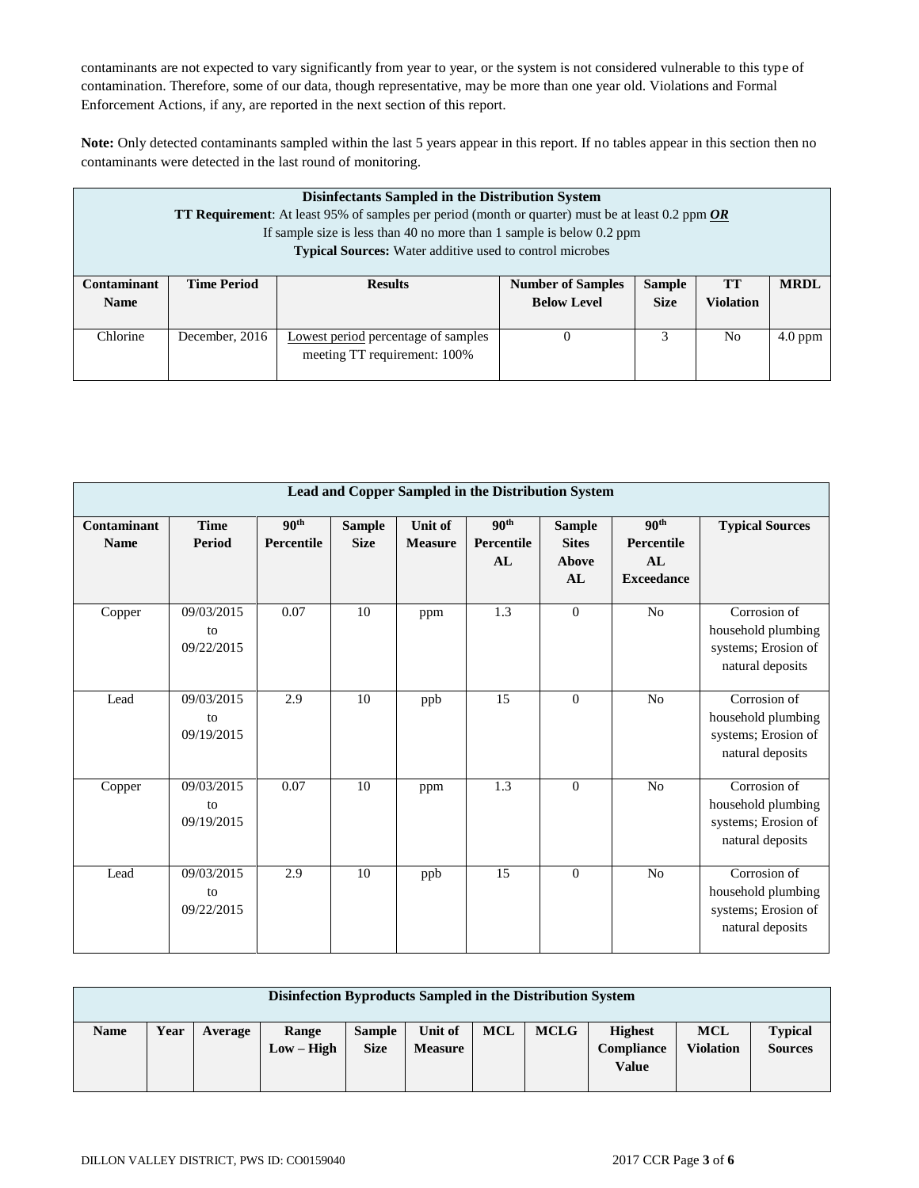contaminants are not expected to vary significantly from year to year, or the system is not considered vulnerable to this type of contamination. Therefore, some of our data, though representative, may be more than one year old. Violations and Formal Enforcement Actions, if any, are reported in the next section of this report.

**Note:** Only detected contaminants sampled within the last 5 years appear in this report. If no tables appear in this section then no contaminants were detected in the last round of monitoring.

| **Disinfectants Sampled in the Distribution System**<br>**TT Requirement**: At least 95% of samples per period (month or quarter) must be at least 0.2 ppm ***OR***<br>If sample size is less than 40 no more than 1 sample is below 0.2 ppm<br>**Typical Sources:** Water additive used to control microbes | | | | | | |
|---|---|---|---|---|---|---|
| **Contaminant Name** | **Time Period** | **Results** | **Number of Samples Below Level** | **Sample Size** | **TT Violation** | **MRDL** |
| Chlorine | December, 2016 | Lowest period percentage of samples meeting TT requirement: 100% | 0 | 3 | No | 4.0 ppm |

| **Lead and Copper Sampled in the Distribution System** | | | | | | | | |
|---|---|---|---|---|---|---|---|---|
| **Contaminant Name** | **Time Period** | **90th Percentile** | **Sample Size** | **Unit of Measure** | **90th Percentile AL** | **Sample Sites Above AL** | **90th Percentile AL Exceedance** | **Typical Sources** |
| Copper | 09/03/2015 to 09/22/2015 | 0.07 | 10 | ppm | 1.3 | 0 | No | Corrosion of household plumbing systems; Erosion of natural deposits |
| Lead | 09/03/2015 to 09/19/2015 | 2.9 | 10 | ppb | 15 | 0 | No | Corrosion of household plumbing systems; Erosion of natural deposits |
| Copper | 09/03/2015 to 09/19/2015 | 0.07 | 10 | ppm | 1.3 | 0 | No | Corrosion of household plumbing systems; Erosion of natural deposits |
| Lead | 09/03/2015 to 09/22/2015 | 2.9 | 10 | ppb | 15 | 0 | No | Corrosion of household plumbing systems; Erosion of natural deposits |

| **Disinfection Byproducts Sampled in the Distribution System** | | | | | | | | | | |
|---|---|---|---|---|---|---|---|---|---|---|
| **Name** | **Year** | **Average** | **Range Low – High** | **Sample Size** | **Unit of Measure** | **MCL** | **MCLG** | **Highest Compliance Value** | **MCL Violation** | **Typical Sources** |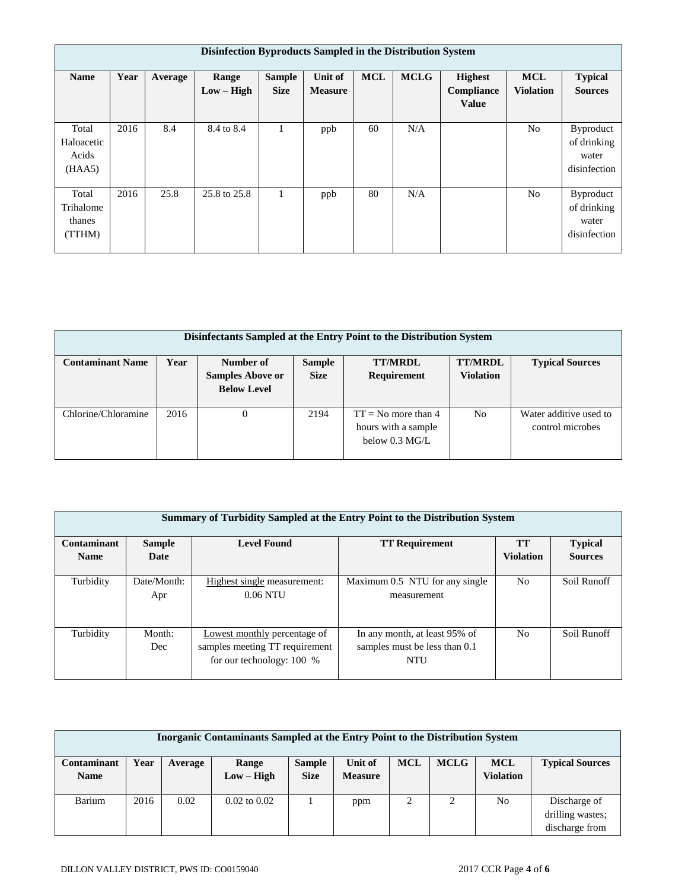| Disinfection Byproducts Sampled in the Distribution System | | | | | | | | | | |
|---|---|---|---|---|---|---|---|---|---|---|
| **Name** | **Year** | **Average** | **Range Low – High** | **Sample Size** | **Unit of Measure** | **MCL** | **MCLG** | **Highest Compliance Value** | **MCL Violation** | **Typical Sources** |
| Total Haloacetic Acids (HAA5) | 2016 | 8.4 | 8.4 to 8.4 | 1 | ppb | 60 | N/A | | No | Byproduct of drinking water disinfection |
| Total Trihalomethanes (TTHM) | 2016 | 25.8 | 25.8 to 25.8 | 1 | ppb | 80 | N/A | | No | Byproduct of drinking water disinfection |

| Disinfectants Sampled at the Entry Point to the Distribution System | | | | | | |
|---|---|---|---|---|---|---|
| **Contaminant Name** | **Year** | **Number of Samples Above or Below Level** | **Sample Size** | **TT/MRDL Requirement** | **TT/MRDL Violation** | **Typical Sources** |
| Chlorine/Chloramine | 2016 | 0 | 2194 | TT = No more than 4 hours with a sample below 0.3 MG/L | No | Water additive used to control microbes |

| Summary of Turbidity Sampled at the Entry Point to the Distribution System | | | | | |
|---|---|---|---|---|---|
| **Contaminant Name** | **Sample Date** | **Level Found** | **TT Requirement** | **TT Violation** | **Typical Sources** |
| Turbidity | Date/Month: Apr | Highest single measurement: 0.06 NTU | Maximum 0.5 NTU for any single measurement | No | Soil Runoff |
| Turbidity | Month: Dec | Lowest monthly percentage of samples meeting TT requirement for our technology: 100 % | In any month, at least 95% of samples must be less than 0.1 NTU | No | Soil Runoff |

| Inorganic Contaminants Sampled at the Entry Point to the Distribution System | | | | | | | | | |
|---|---|---|---|---|---|---|---|---|---|
| **Contaminant Name** | **Year** | **Average** | **Range Low – High** | **Sample Size** | **Unit of Measure** | **MCL** | **MCLG** | **MCL Violation** | **Typical Sources** |
| Barium | 2016 | 0.02 | 0.02 to 0.02 | 1 | ppm | 2 | 2 | No | Discharge of drilling wastes; discharge from |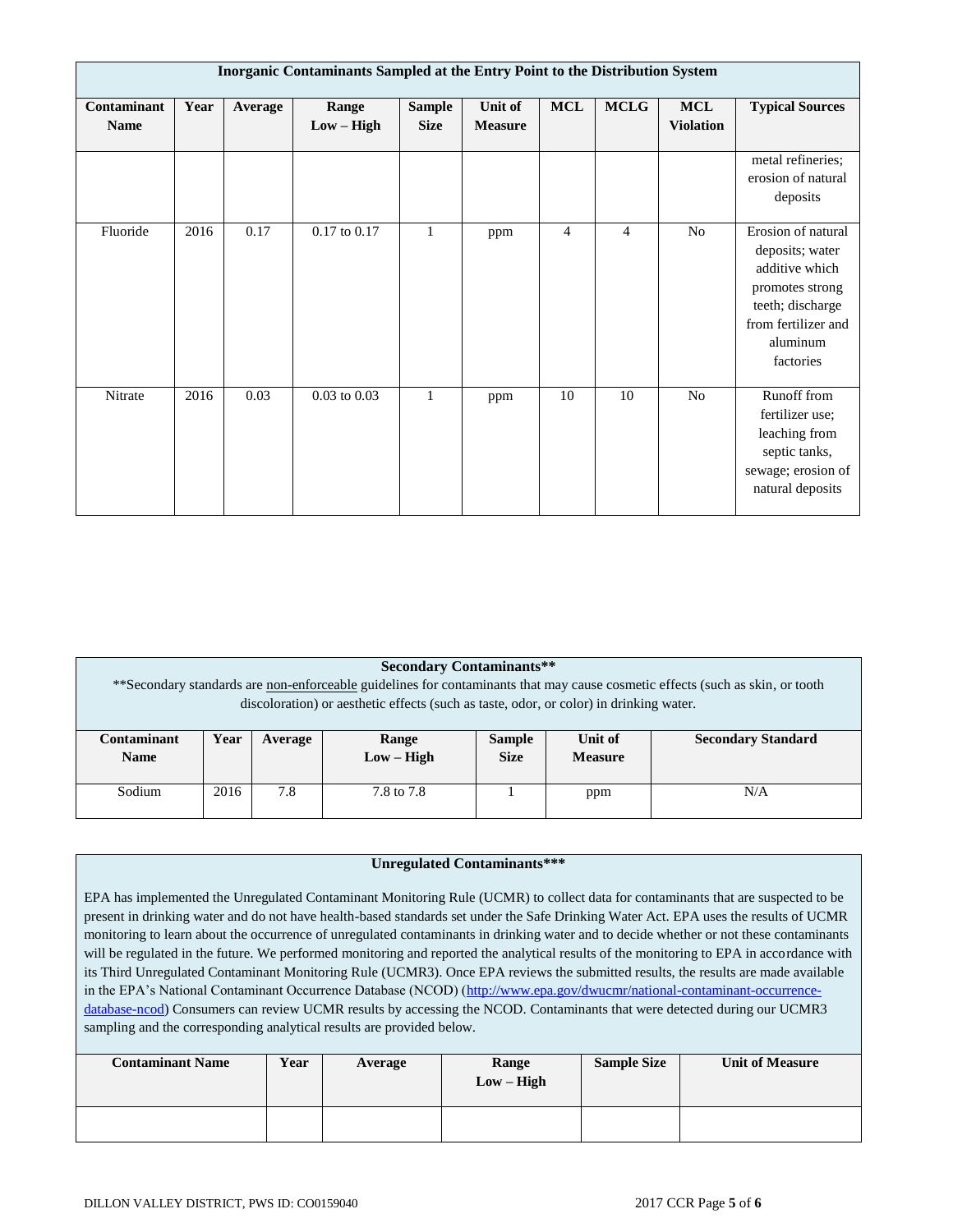**Inorganic Contaminants Sampled at the Entry Point to the Distribution System**

| Contaminant Name | Year | Average | Range Low – High | Sample Size | Unit of Measure | MCL | MCLG | MCL Violation | Typical Sources |
|---|---|---|---|---|---|---|---|---|---|
| | | | | | | | | | metal refineries; erosion of natural deposits |
| Fluoride | 2016 | 0.17 | 0.17 to 0.17 | 1 | ppm | 4 | 4 | No | Erosion of natural deposits; water additive which promotes strong teeth; discharge from fertilizer and aluminum factories |
| Nitrate | 2016 | 0.03 | 0.03 to 0.03 | 1 | ppm | 10 | 10 | No | Runoff from fertilizer use; leaching from septic tanks, sewage; erosion of natural deposits |

**Secondary Contaminants****

**Secondary standards are non-enforceable guidelines for contaminants that may cause cosmetic effects (such as skin, or tooth discoloration) or aesthetic effects (such as taste, odor, or color) in drinking water.

| Contaminant Name | Year | Average | Range Low – High | Sample Size | Unit of Measure | Secondary Standard |
|---|---|---|---|---|---|---|
| Sodium | 2016 | 7.8 | 7.8 to 7.8 | 1 | ppm | N/A |

**Unregulated Contaminants*****

EPA has implemented the Unregulated Contaminant Monitoring Rule (UCMR) to collect data for contaminants that are suspected to be present in drinking water and do not have health-based standards set under the Safe Drinking Water Act. EPA uses the results of UCMR monitoring to learn about the occurrence of unregulated contaminants in drinking water and to decide whether or not these contaminants will be regulated in the future. We performed monitoring and reported the analytical results of the monitoring to EPA in accordance with its Third Unregulated Contaminant Monitoring Rule (UCMR3). Once EPA reviews the submitted results, the results are made available in the EPA's National Contaminant Occurrence Database (NCOD) (http://www.epa.gov/dwucmr/national-contaminant-occurrence-database-ncod) Consumers can review UCMR results by accessing the NCOD. Contaminants that were detected during our UCMR3 sampling and the corresponding analytical results are provided below.

| Contaminant Name | Year | Average | Range Low – High | Sample Size | Unit of Measure |
|---|---|---|---|---|---|
| | | | | | |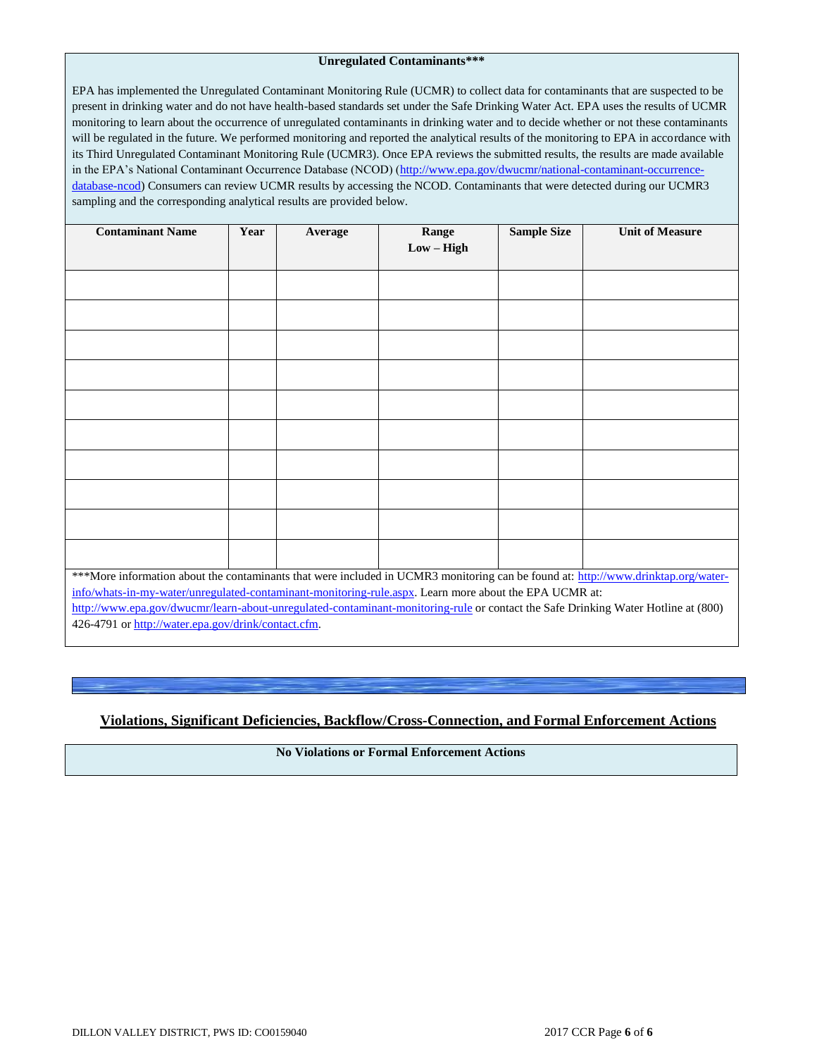**Unregulated Contaminants*****

EPA has implemented the Unregulated Contaminant Monitoring Rule (UCMR) to collect data for contaminants that are suspected to be present in drinking water and do not have health-based standards set under the Safe Drinking Water Act. EPA uses the results of UCMR monitoring to learn about the occurrence of unregulated contaminants in drinking water and to decide whether or not these contaminants will be regulated in the future. We performed monitoring and reported the analytical results of the monitoring to EPA in accordance with its Third Unregulated Contaminant Monitoring Rule (UCMR3). Once EPA reviews the submitted results, the results are made available in the EPA's National Contaminant Occurrence Database (NCOD) (http://www.epa.gov/dwucmr/national-contaminant-occurrence-database-ncod) Consumers can review UCMR results by accessing the NCOD. Contaminants that were detected during our UCMR3 sampling and the corresponding analytical results are provided below.

| Contaminant Name | Year | Average | Range Low – High | Sample Size | Unit of Measure |
|---|---|---|---|---|---|
| | | | | | |
| | | | | | |
| | | | | | |
| | | | | | |
| | | | | | |
| | | | | | |
| | | | | | |
| | | | | | |
| | | | | | |
| | | | | | |

***More information about the contaminants that were included in UCMR3 monitoring can be found at: http://www.drinktap.org/water-info/whats-in-my-water/unregulated-contaminant-monitoring-rule.aspx. Learn more about the EPA UCMR at: http://www.epa.gov/dwucmr/learn-about-unregulated-contaminant-monitoring-rule or contact the Safe Drinking Water Hotline at (800) 426-4791 or http://water.epa.gov/drink/contact.cfm.

## Violations, Significant Deficiencies, Backflow/Cross-Connection, and Formal Enforcement Actions

**No Violations or Formal Enforcement Actions**